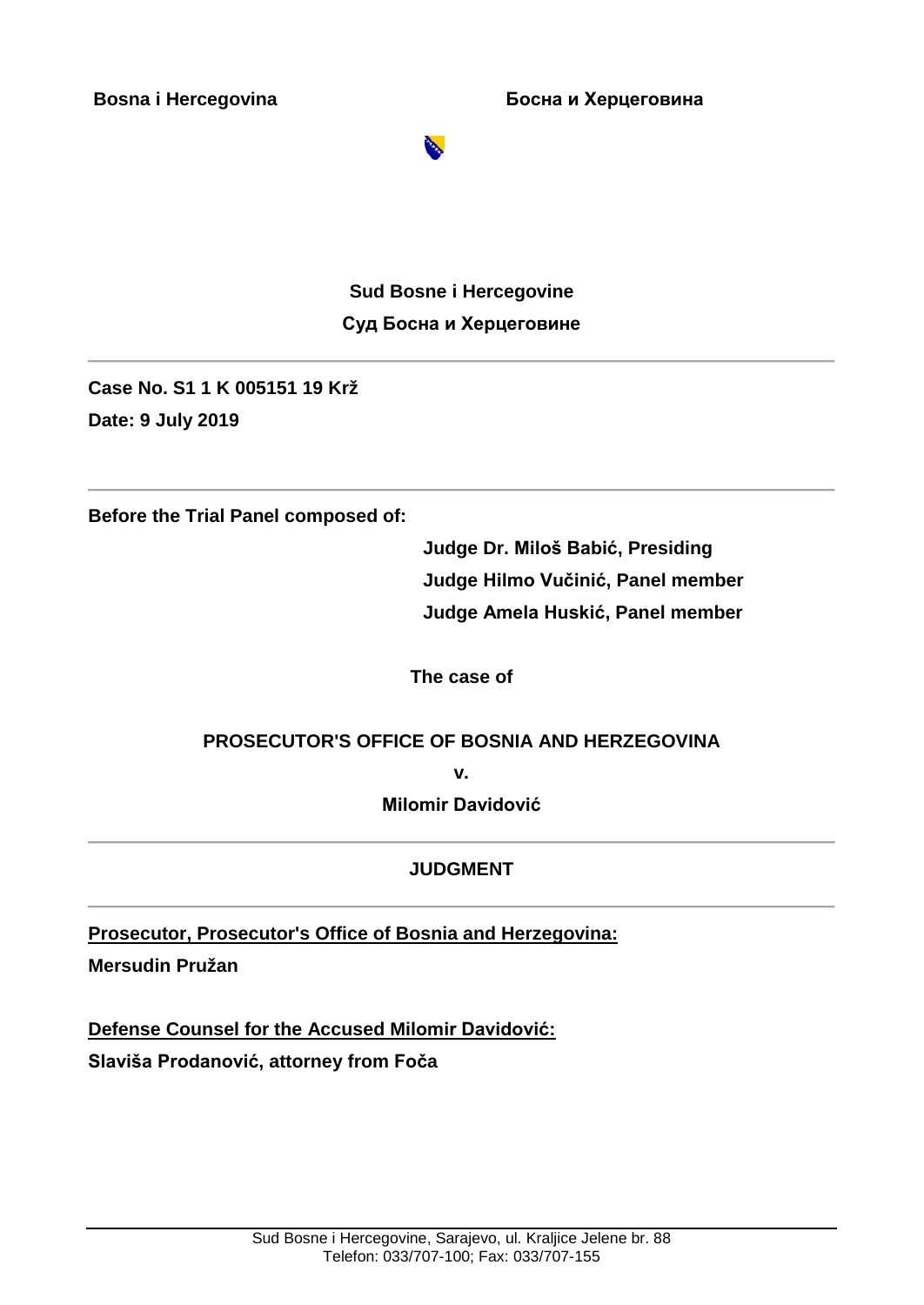**Bosna i Hercegovina** **Босна и Херцеговина**

**Sud Bosne i Hercegovine**

**Суд Босна и Херцеговине**

---

**Case No. S1 1 K 005151 19 Krž**

**Date: 9 July 2019**

---

**Before the Trial Panel composed of:**

**Judge Dr. Miloš Babić, Presiding**

**Judge Hilmo Vučinić, Panel member**

**Judge Amela Huskić, Panel member**

**The case of**

**PROSECUTOR'S OFFICE OF BOSNIA AND HERZEGOVINA**

**v.**

**Milomir Davidović**

---

# JUDGMENT

---

**Prosecutor, Prosecutor's Office of Bosnia and Herzegovina:**

**Mersudin Pružan**

**Defense Counsel for the Accused Milomir Davidović:**

**Slaviša Prodanović, attorney from Foča**

Sud Bosne i Hercegovine, Sarajevo, ul. Kraljice Jelene br. 88
Telefon: 033/707-100; Fax: 033/707-155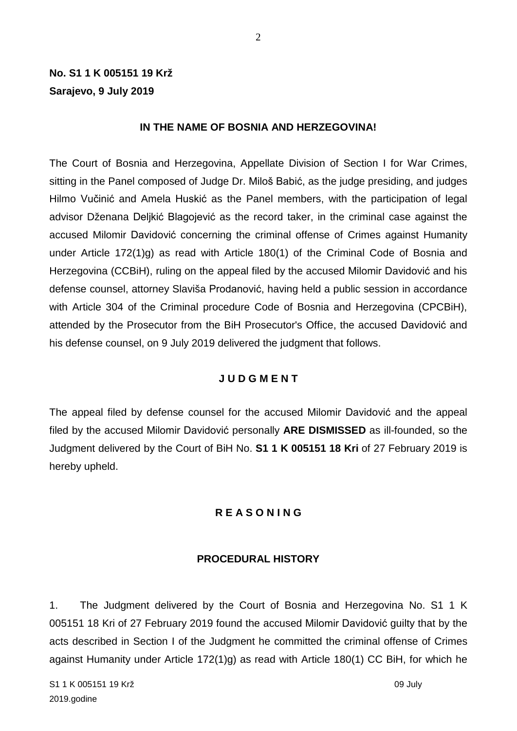**No. S1 1 K 005151 19 Krž**
**Sarajevo, 9 July 2019**

**IN THE NAME OF BOSNIA AND HERZEGOVINA!**

The Court of Bosnia and Herzegovina, Appellate Division of Section I for War Crimes, sitting in the Panel composed of Judge Dr. Miloš Babić, as the judge presiding, and judges Hilmo Vučinić and Amela Huskić as the Panel members, with the participation of legal advisor Dženana Deljkić Blagojević as the record taker, in the criminal case against the accused Milomir Davidović concerning the criminal offense of Crimes against Humanity under Article 172(1)g) as read with Article 180(1) of the Criminal Code of Bosnia and Herzegovina (CCBiH), ruling on the appeal filed by the accused Milomir Davidović and his defense counsel, attorney Slaviša Prodanović, having held a public session in accordance with Article 304 of the Criminal procedure Code of Bosnia and Herzegovina (CPCBiH), attended by the Prosecutor from the BiH Prosecutor's Office, the accused Davidović and his defense counsel, on 9 July 2019 delivered the judgment that follows.

**J U D G M E N T**

The appeal filed by defense counsel for the accused Milomir Davidović and the appeal filed by the accused Milomir Davidović personally **ARE DISMISSED** as ill-founded, so the Judgment delivered by the Court of BiH No. **S1 1 K 005151 18 Kri** of 27 February 2019 is hereby upheld.

**R E A S O N I N G**

**PROCEDURAL HISTORY**

1. The Judgment delivered by the Court of Bosnia and Herzegovina No. S1 1 K 005151 18 Kri of 27 February 2019 found the accused Milomir Davidović guilty that by the acts described in Section I of the Judgment he committed the criminal offense of Crimes against Humanity under Article 172(1)g) as read with Article 180(1) CC BiH, for which he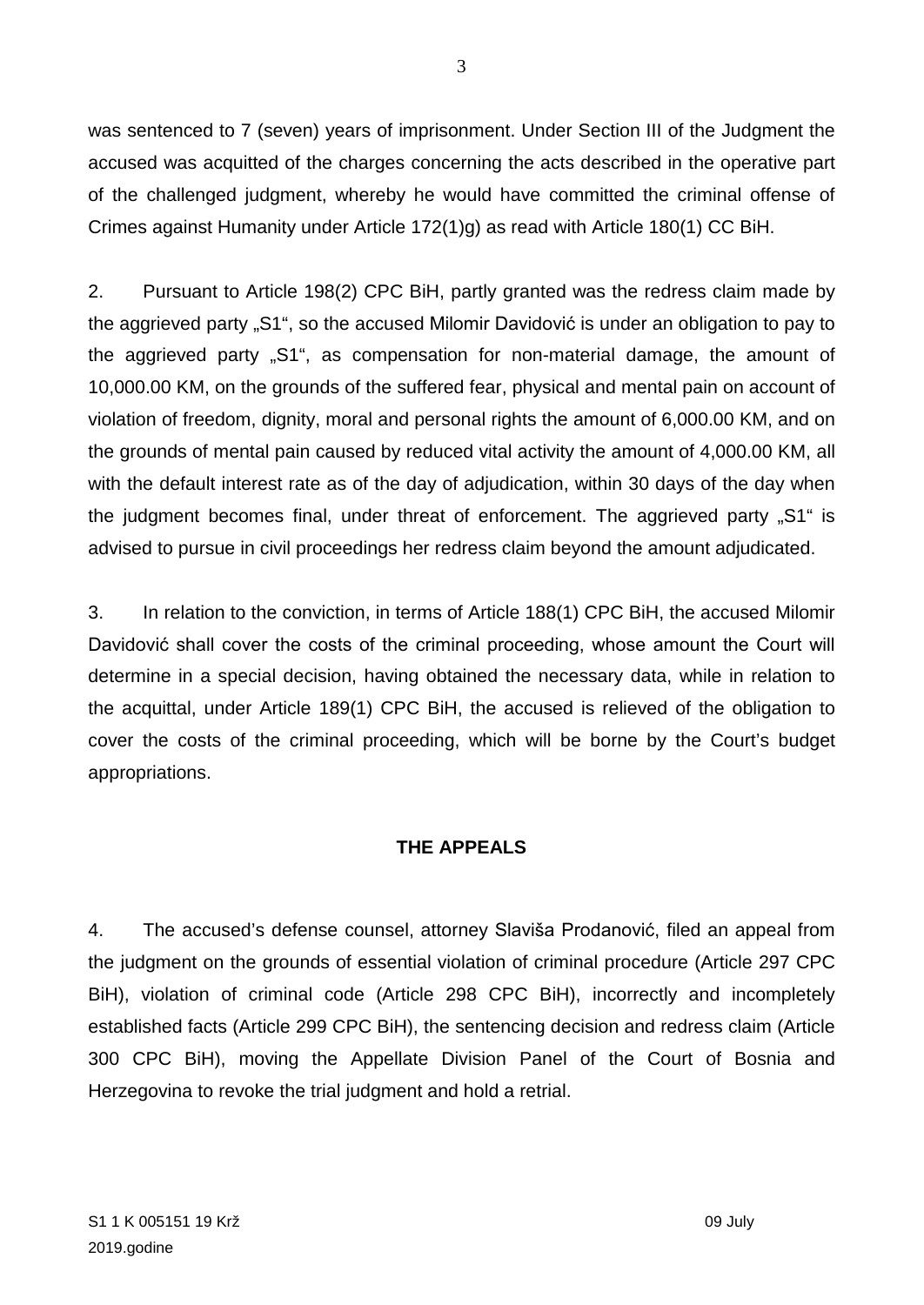was sentenced to 7 (seven) years of imprisonment. Under Section III of the Judgment the accused was acquitted of the charges concerning the acts described in the operative part of the challenged judgment, whereby he would have committed the criminal offense of Crimes against Humanity under Article 172(1)g) as read with Article 180(1) CC BiH.

2. Pursuant to Article 198(2) CPC BiH, partly granted was the redress claim made by the aggrieved party „S1", so the accused Milomir Davidović is under an obligation to pay to the aggrieved party „S1", as compensation for non-material damage, the amount of 10,000.00 KM, on the grounds of the suffered fear, physical and mental pain on account of violation of freedom, dignity, moral and personal rights the amount of 6,000.00 KM, and on the grounds of mental pain caused by reduced vital activity the amount of 4,000.00 KM, all with the default interest rate as of the day of adjudication, within 30 days of the day when the judgment becomes final, under threat of enforcement. The aggrieved party „S1" is advised to pursue in civil proceedings her redress claim beyond the amount adjudicated.

3. In relation to the conviction, in terms of Article 188(1) CPC BiH, the accused Milomir Davidović shall cover the costs of the criminal proceeding, whose amount the Court will determine in a special decision, having obtained the necessary data, while in relation to the acquittal, under Article 189(1) CPC BiH, the accused is relieved of the obligation to cover the costs of the criminal proceeding, which will be borne by the Court's budget appropriations.

## THE APPEALS

4. The accused's defense counsel, attorney Slaviša Prodanović, filed an appeal from the judgment on the grounds of essential violation of criminal procedure (Article 297 CPC BiH), violation of criminal code (Article 298 CPC BiH), incorrectly and incompletely established facts (Article 299 CPC BiH), the sentencing decision and redress claim (Article 300 CPC BiH), moving the Appellate Division Panel of the Court of Bosnia and Herzegovina to revoke the trial judgment and hold a retrial.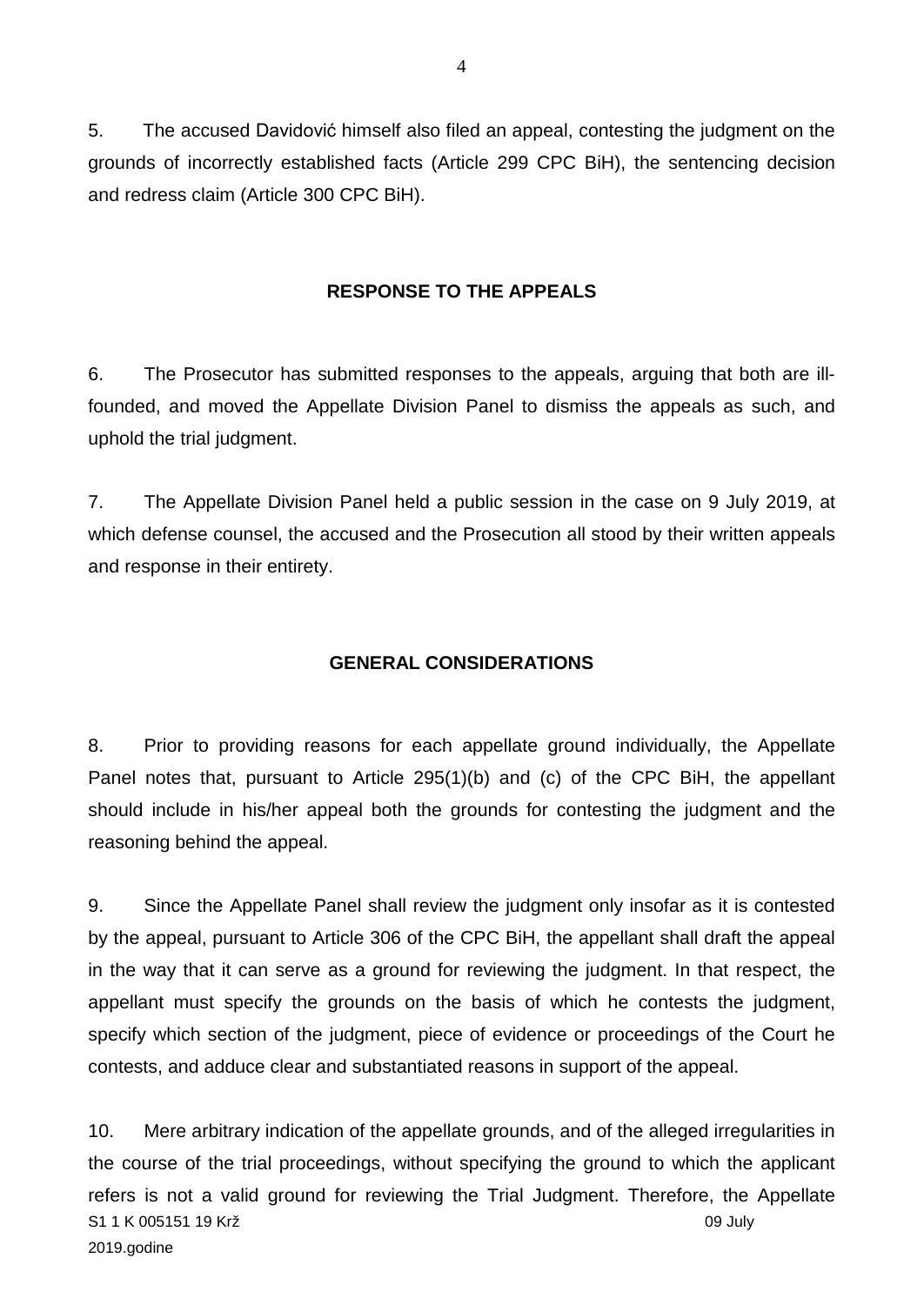5. The accused Davidović himself also filed an appeal, contesting the judgment on the grounds of incorrectly established facts (Article 299 CPC BiH), the sentencing decision and redress claim (Article 300 CPC BiH).

## RESPONSE TO THE APPEALS

6. The Prosecutor has submitted responses to the appeals, arguing that both are ill-founded, and moved the Appellate Division Panel to dismiss the appeals as such, and uphold the trial judgment.

7. The Appellate Division Panel held a public session in the case on 9 July 2019, at which defense counsel, the accused and the Prosecution all stood by their written appeals and response in their entirety.

## GENERAL CONSIDERATIONS

8. Prior to providing reasons for each appellate ground individually, the Appellate Panel notes that, pursuant to Article 295(1)(b) and (c) of the CPC BiH, the appellant should include in his/her appeal both the grounds for contesting the judgment and the reasoning behind the appeal.

9. Since the Appellate Panel shall review the judgment only insofar as it is contested by the appeal, pursuant to Article 306 of the CPC BiH, the appellant shall draft the appeal in the way that it can serve as a ground for reviewing the judgment. In that respect, the appellant must specify the grounds on the basis of which he contests the judgment, specify which section of the judgment, piece of evidence or proceedings of the Court he contests, and adduce clear and substantiated reasons in support of the appeal.

10. Mere arbitrary indication of the appellate grounds, and of the alleged irregularities in the course of the trial proceedings, without specifying the ground to which the applicant refers is not a valid ground for reviewing the Trial Judgment. Therefore, the Appellate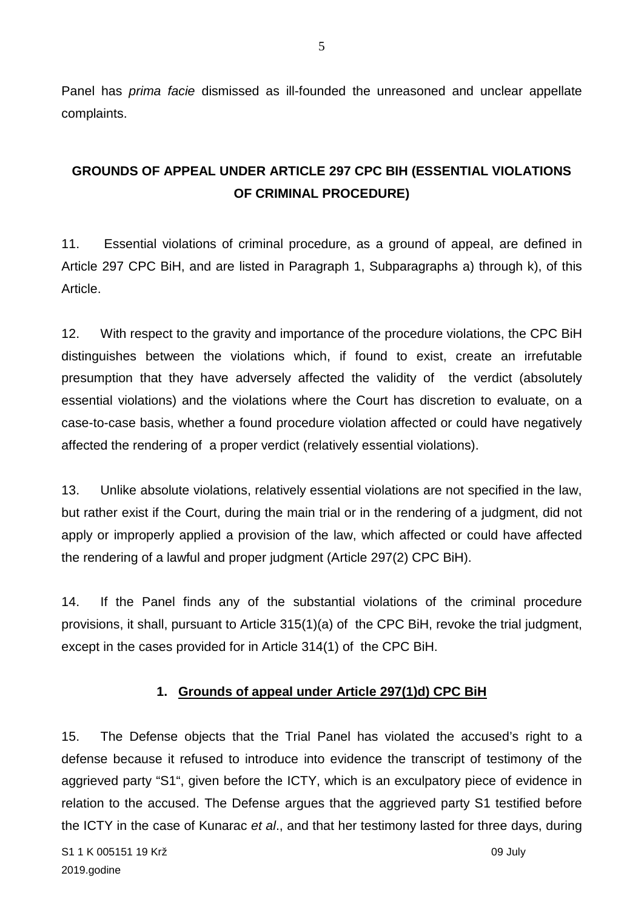Panel has *prima facie* dismissed as ill-founded the unreasoned and unclear appellate complaints.

## GROUNDS OF APPEAL UNDER ARTICLE 297 CPC BIH (ESSENTIAL VIOLATIONS OF CRIMINAL PROCEDURE)

11. Essential violations of criminal procedure, as a ground of appeal, are defined in Article 297 CPC BiH, and are listed in Paragraph 1, Subparagraphs a) through k), of this Article.

12. With respect to the gravity and importance of the procedure violations, the CPC BiH distinguishes between the violations which, if found to exist, create an irrefutable presumption that they have adversely affected the validity of the verdict (absolutely essential violations) and the violations where the Court has discretion to evaluate, on a case-to-case basis, whether a found procedure violation affected or could have negatively affected the rendering of a proper verdict (relatively essential violations).

13. Unlike absolute violations, relatively essential violations are not specified in the law, but rather exist if the Court, during the main trial or in the rendering of a judgment, did not apply or improperly applied a provision of the law, which affected or could have affected the rendering of a lawful and proper judgment (Article 297(2) CPC BiH).

14. If the Panel finds any of the substantial violations of the criminal procedure provisions, it shall, pursuant to Article 315(1)(a) of the CPC BiH, revoke the trial judgment, except in the cases provided for in Article 314(1) of the CPC BiH.

### 1. Grounds of appeal under Article 297(1)d) CPC BiH

15. The Defense objects that the Trial Panel has violated the accused's right to a defense because it refused to introduce into evidence the transcript of testimony of the aggrieved party "S1", given before the ICTY, which is an exculpatory piece of evidence in relation to the accused. The Defense argues that the aggrieved party S1 testified before the ICTY in the case of Kunarac *et al*., and that her testimony lasted for three days, during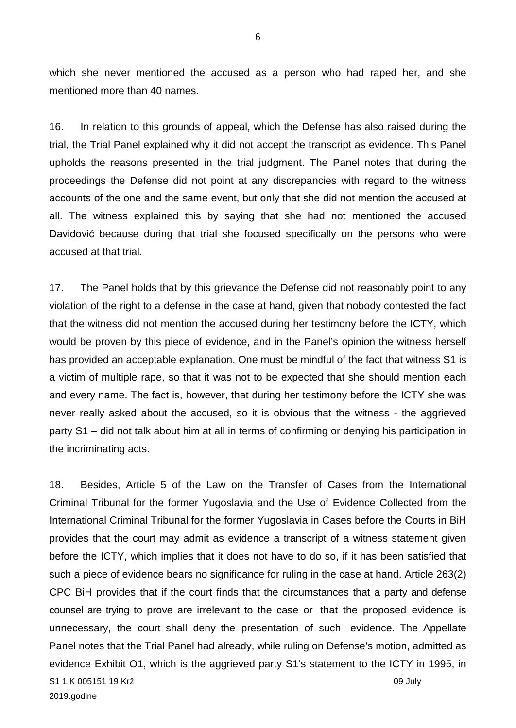which she never mentioned the accused as a person who had raped her, and she mentioned more than 40 names.

16. In relation to this grounds of appeal, which the Defense has also raised during the trial, the Trial Panel explained why it did not accept the transcript as evidence. This Panel upholds the reasons presented in the trial judgment. The Panel notes that during the proceedings the Defense did not point at any discrepancies with regard to the witness accounts of the one and the same event, but only that she did not mention the accused at all. The witness explained this by saying that she had not mentioned the accused Davidović because during that trial she focused specifically on the persons who were accused at that trial.

17. The Panel holds that by this grievance the Defense did not reasonably point to any violation of the right to a defense in the case at hand, given that nobody contested the fact that the witness did not mention the accused during her testimony before the ICTY, which would be proven by this piece of evidence, and in the Panel's opinion the witness herself has provided an acceptable explanation. One must be mindful of the fact that witness S1 is a victim of multiple rape, so that it was not to be expected that she should mention each and every name. The fact is, however, that during her testimony before the ICTY she was never really asked about the accused, so it is obvious that the witness - the aggrieved party S1 – did not talk about him at all in terms of confirming or denying his participation in the incriminating acts.

18. Besides, Article 5 of the Law on the Transfer of Cases from the International Criminal Tribunal for the former Yugoslavia and the Use of Evidence Collected from the International Criminal Tribunal for the former Yugoslavia in Cases before the Courts in BiH provides that the court may admit as evidence a transcript of a witness statement given before the ICTY, which implies that it does not have to do so, if it has been satisfied that such a piece of evidence bears no significance for ruling in the case at hand. Article 263(2) CPC BiH provides that if the court finds that the circumstances that a party and defense counsel are trying to prove are irrelevant to the case or that the proposed evidence is unnecessary, the court shall deny the presentation of such evidence. The Appellate Panel notes that the Trial Panel had already, while ruling on Defense's motion, admitted as evidence Exhibit O1, which is the aggrieved party S1's statement to the ICTY in 1995, in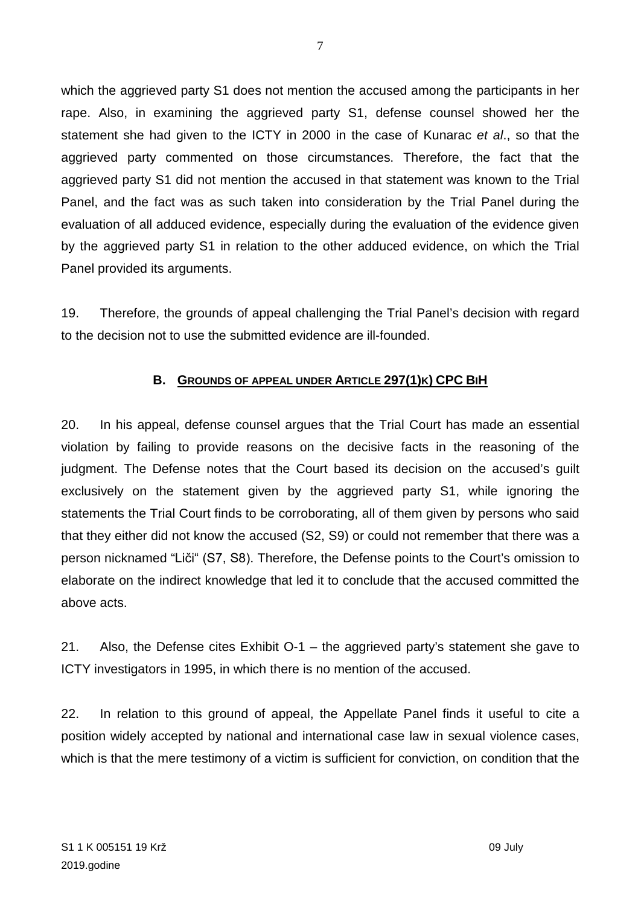which the aggrieved party S1 does not mention the accused among the participants in her rape. Also, in examining the aggrieved party S1, defense counsel showed her the statement she had given to the ICTY in 2000 in the case of Kunarac *et al*., so that the aggrieved party commented on those circumstances. Therefore, the fact that the aggrieved party S1 did not mention the accused in that statement was known to the Trial Panel, and the fact was as such taken into consideration by the Trial Panel during the evaluation of all adduced evidence, especially during the evaluation of the evidence given by the aggrieved party S1 in relation to the other adduced evidence, on which the Trial Panel provided its arguments.

19. Therefore, the grounds of appeal challenging the Trial Panel's decision with regard to the decision not to use the submitted evidence are ill-founded.

### B. Grounds of appeal under Article 297(1)k) CPC BiH

20. In his appeal, defense counsel argues that the Trial Court has made an essential violation by failing to provide reasons on the decisive facts in the reasoning of the judgment. The Defense notes that the Court based its decision on the accused's guilt exclusively on the statement given by the aggrieved party S1, while ignoring the statements the Trial Court finds to be corroborating, all of them given by persons who said that they either did not know the accused (S2, S9) or could not remember that there was a person nicknamed "Liči" (S7, S8). Therefore, the Defense points to the Court's omission to elaborate on the indirect knowledge that led it to conclude that the accused committed the above acts.

21. Also, the Defense cites Exhibit O-1 – the aggrieved party's statement she gave to ICTY investigators in 1995, in which there is no mention of the accused.

22. In relation to this ground of appeal, the Appellate Panel finds it useful to cite a position widely accepted by national and international case law in sexual violence cases, which is that the mere testimony of a victim is sufficient for conviction, on condition that the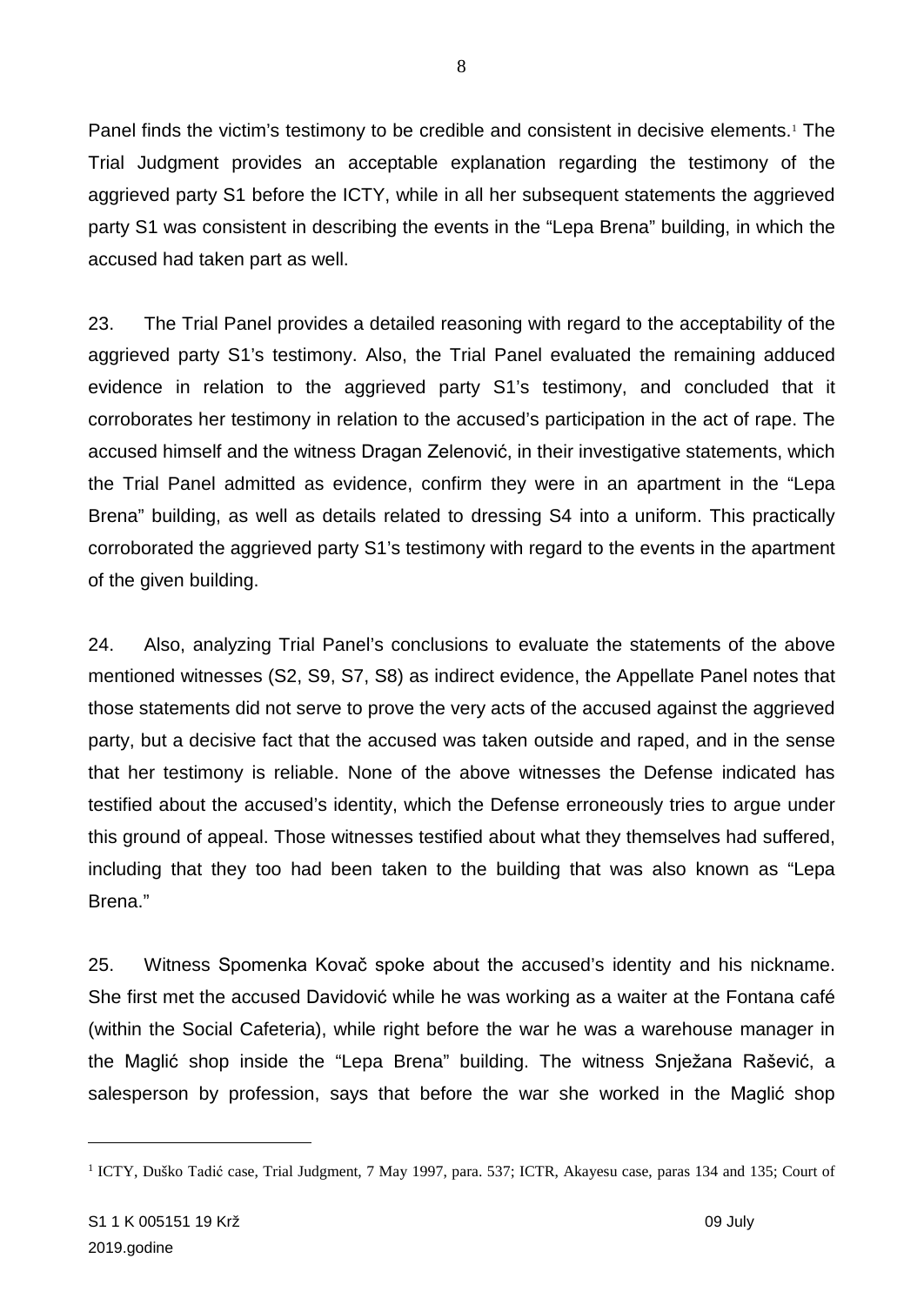Panel finds the victim's testimony to be credible and consistent in decisive elements.[1] The Trial Judgment provides an acceptable explanation regarding the testimony of the aggrieved party S1 before the ICTY, while in all her subsequent statements the aggrieved party S1 was consistent in describing the events in the "Lepa Brena" building, in which the accused had taken part as well.

23. The Trial Panel provides a detailed reasoning with regard to the acceptability of the aggrieved party S1's testimony. Also, the Trial Panel evaluated the remaining adduced evidence in relation to the aggrieved party S1's testimony, and concluded that it corroborates her testimony in relation to the accused's participation in the act of rape. The accused himself and the witness Dragan Zelenović, in their investigative statements, which the Trial Panel admitted as evidence, confirm they were in an apartment in the "Lepa Brena" building, as well as details related to dressing S4 into a uniform. This practically corroborated the aggrieved party S1's testimony with regard to the events in the apartment of the given building.

24. Also, analyzing Trial Panel's conclusions to evaluate the statements of the above mentioned witnesses (S2, S9, S7, S8) as indirect evidence, the Appellate Panel notes that those statements did not serve to prove the very acts of the accused against the aggrieved party, but a decisive fact that the accused was taken outside and raped, and in the sense that her testimony is reliable. None of the above witnesses the Defense indicated has testified about the accused's identity, which the Defense erroneously tries to argue under this ground of appeal. Those witnesses testified about what they themselves had suffered, including that they too had been taken to the building that was also known as "Lepa Brena."

25. Witness Spomenka Kovač spoke about the accused's identity and his nickname. She first met the accused Davidović while he was working as a waiter at the Fontana café (within the Social Cafeteria), while right before the war he was a warehouse manager in the Maglić shop inside the "Lepa Brena" building. The witness Snježana Rašević, a salesperson by profession, says that before the war she worked in the Maglić shop

---

[1] ICTY, Duško Tadić case, Trial Judgment, 7 May 1997, para. 537; ICTR, Akayesu case, paras 134 and 135; Court of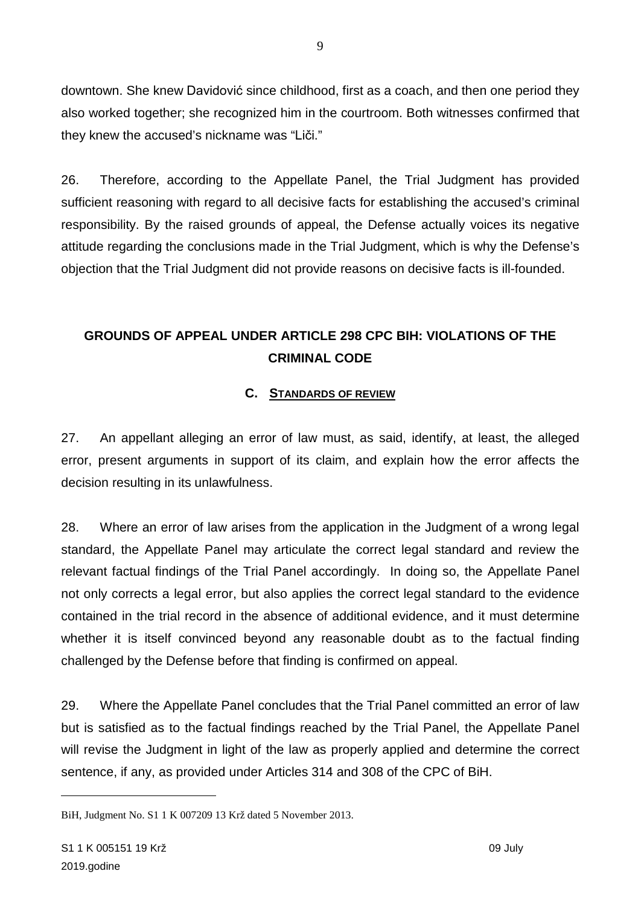downtown. She knew Davidović since childhood, first as a coach, and then one period they also worked together; she recognized him in the courtroom. Both witnesses confirmed that they knew the accused's nickname was "Liči."

26. Therefore, according to the Appellate Panel, the Trial Judgment has provided sufficient reasoning with regard to all decisive facts for establishing the accused's criminal responsibility. By the raised grounds of appeal, the Defense actually voices its negative attitude regarding the conclusions made in the Trial Judgment, which is why the Defense's objection that the Trial Judgment did not provide reasons on decisive facts is ill-founded.

## GROUNDS OF APPEAL UNDER ARTICLE 298 CPC BIH: VIOLATIONS OF THE CRIMINAL CODE

### C. STANDARDS OF REVIEW

27. An appellant alleging an error of law must, as said, identify, at least, the alleged error, present arguments in support of its claim, and explain how the error affects the decision resulting in its unlawfulness.

28. Where an error of law arises from the application in the Judgment of a wrong legal standard, the Appellate Panel may articulate the correct legal standard and review the relevant factual findings of the Trial Panel accordingly. In doing so, the Appellate Panel not only corrects a legal error, but also applies the correct legal standard to the evidence contained in the trial record in the absence of additional evidence, and it must determine whether it is itself convinced beyond any reasonable doubt as to the factual finding challenged by the Defense before that finding is confirmed on appeal.

29. Where the Appellate Panel concludes that the Trial Panel committed an error of law but is satisfied as to the factual findings reached by the Trial Panel, the Appellate Panel will revise the Judgment in light of the law as properly applied and determine the correct sentence, if any, as provided under Articles 314 and 308 of the CPC of BiH.

---

BiH, Judgment No. S1 1 K 007209 13 Krž dated 5 November 2013.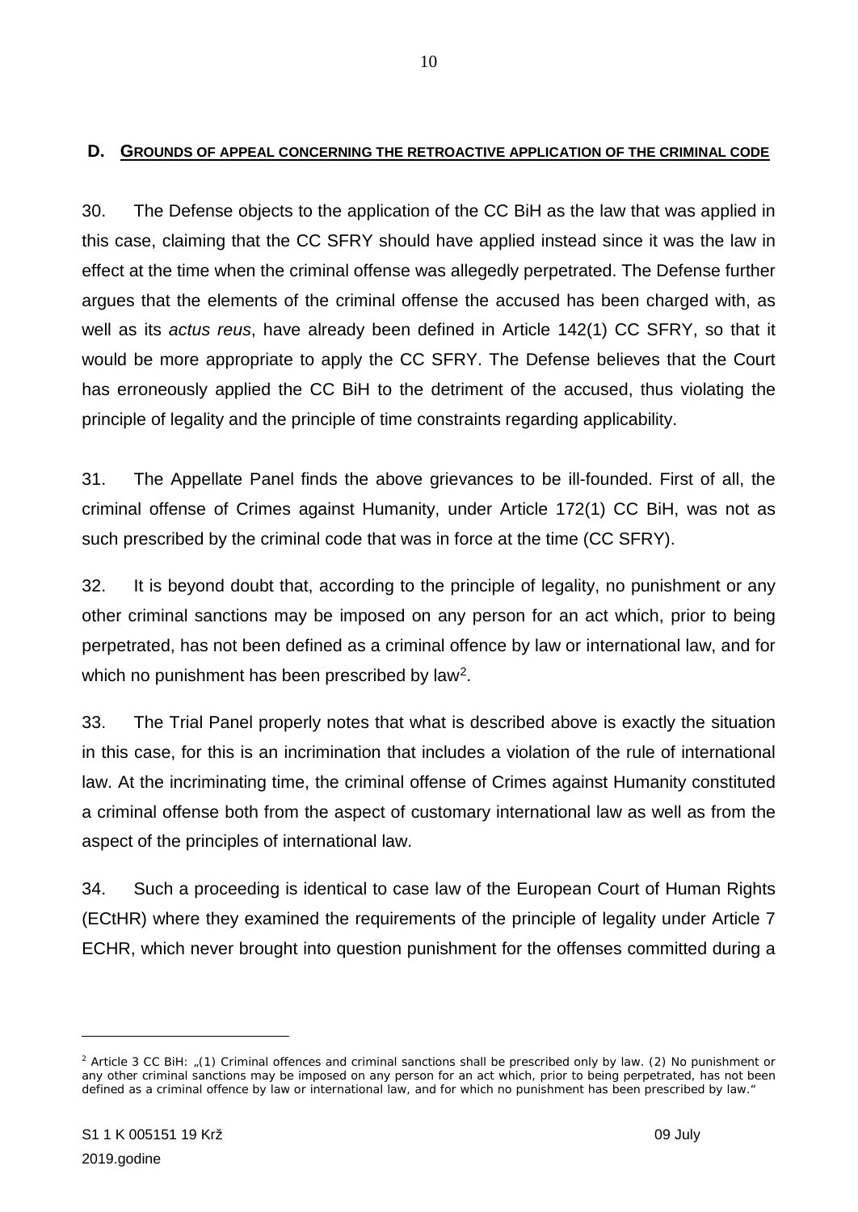## D. GROUNDS OF APPEAL CONCERNING THE RETROACTIVE APPLICATION OF THE CRIMINAL CODE

30. The Defense objects to the application of the CC BiH as the law that was applied in this case, claiming that the CC SFRY should have applied instead since it was the law in effect at the time when the criminal offense was allegedly perpetrated. The Defense further argues that the elements of the criminal offense the accused has been charged with, as well as its *actus reus*, have already been defined in Article 142(1) CC SFRY, so that it would be more appropriate to apply the CC SFRY. The Defense believes that the Court has erroneously applied the CC BiH to the detriment of the accused, thus violating the principle of legality and the principle of time constraints regarding applicability.

31. The Appellate Panel finds the above grievances to be ill-founded. First of all, the criminal offense of Crimes against Humanity, under Article 172(1) CC BiH, was not as such prescribed by the criminal code that was in force at the time (CC SFRY).

32. It is beyond doubt that, according to the principle of legality, no punishment or any other criminal sanctions may be imposed on any person for an act which, prior to being perpetrated, has not been defined as a criminal offence by law or international law, and for which no punishment has been prescribed by law[2].

33. The Trial Panel properly notes that what is described above is exactly the situation in this case, for this is an incrimination that includes a violation of the rule of international law. At the incriminating time, the criminal offense of Crimes against Humanity constituted a criminal offense both from the aspect of customary international law as well as from the aspect of the principles of international law.

34. Such a proceeding is identical to case law of the European Court of Human Rights (ECtHR) where they examined the requirements of the principle of legality under Article 7 ECHR, which never brought into question punishment for the offenses committed during a

---

[2] Article 3 CC BiH: „(1) Criminal offences and criminal sanctions shall be prescribed only by law. (2) No punishment or any other criminal sanctions may be imposed on any person for an act which, prior to being perpetrated, has not been defined as a criminal offence by law or international law, and for which no punishment has been prescribed by law."

S1 1 K 005151 19 Krž 09 July 2019.godine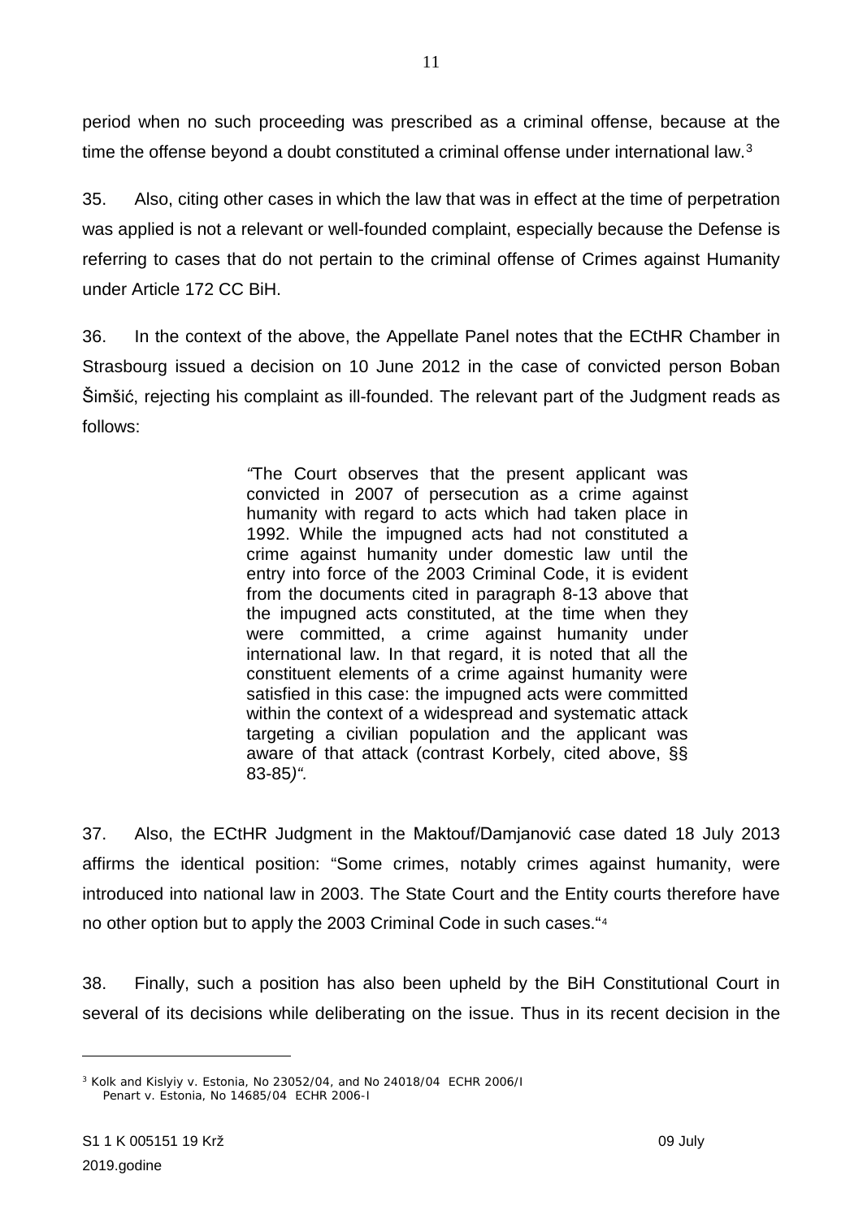period when no such proceeding was prescribed as a criminal offense, because at the time the offense beyond a doubt constituted a criminal offense under international law.[3]

35. Also, citing other cases in which the law that was in effect at the time of perpetration was applied is not a relevant or well-founded complaint, especially because the Defense is referring to cases that do not pertain to the criminal offense of Crimes against Humanity under Article 172 CC BiH.

36. In the context of the above, the Appellate Panel notes that the ECtHR Chamber in Strasbourg issued a decision on 10 June 2012 in the case of convicted person Boban Šimšić, rejecting his complaint as ill-founded. The relevant part of the Judgment reads as follows:

> *"*The Court observes that the present applicant was convicted in 2007 of persecution as a crime against humanity with regard to acts which had taken place in 1992. While the impugned acts had not constituted a crime against humanity under domestic law until the entry into force of the 2003 Criminal Code, it is evident from the documents cited in paragraph 8-13 above that the impugned acts constituted, at the time when they were committed, a crime against humanity under international law. In that regard, it is noted that all the constituent elements of a crime against humanity were satisfied in this case: the impugned acts were committed within the context of a widespread and systematic attack targeting a civilian population and the applicant was aware of that attack (contrast Korbely, cited above, §§ 83-85*)".*

37. Also, the ECtHR Judgment in the Maktouf/Damjanović case dated 18 July 2013 affirms the identical position: "Some crimes, notably crimes against humanity, were introduced into national law in 2003. The State Court and the Entity courts therefore have no other option but to apply the 2003 Criminal Code in such cases."[4]

38. Finally, such a position has also been upheld by the BiH Constitutional Court in several of its decisions while deliberating on the issue. Thus in its recent decision in the

---

[3] Kolk and Kislyiy v. Estonia, No 23052/04, and No 24018/04 ECHR 2006/I
Penart v. Estonia, No 14685/04 ECHR 2006-I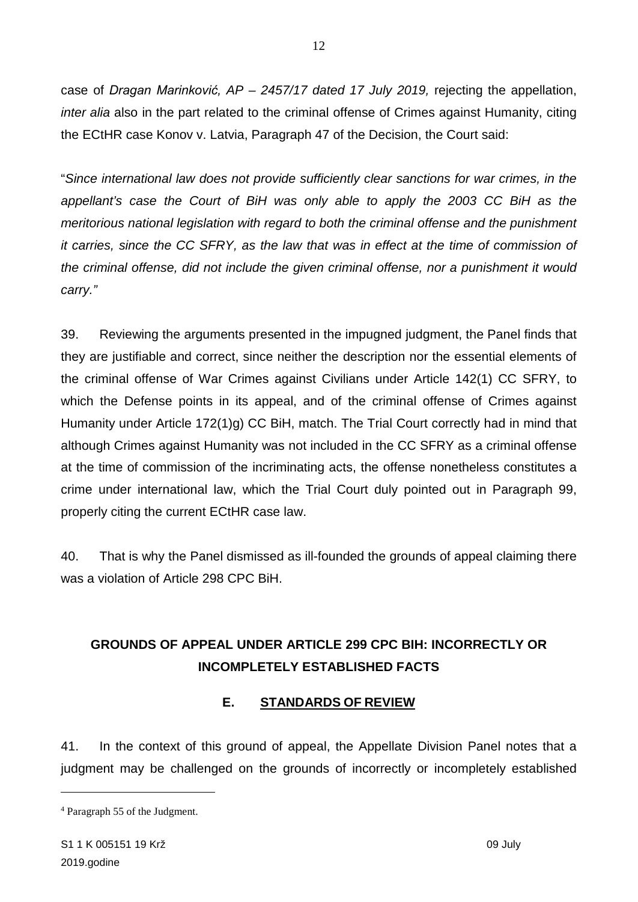case of *Dragan Marinković, AP – 2457/17 dated 17 July 2019,* rejecting the appellation, *inter alia* also in the part related to the criminal offense of Crimes against Humanity, citing the ECtHR case Konov v. Latvia, Paragraph 47 of the Decision, the Court said:

"*Since international law does not provide sufficiently clear sanctions for war crimes, in the appellant's case the Court of BiH was only able to apply the 2003 CC BiH as the meritorious national legislation with regard to both the criminal offense and the punishment it carries, since the CC SFRY, as the law that was in effect at the time of commission of the criminal offense, did not include the given criminal offense, nor a punishment it would carry."*

39. Reviewing the arguments presented in the impugned judgment, the Panel finds that they are justifiable and correct, since neither the description nor the essential elements of the criminal offense of War Crimes against Civilians under Article 142(1) CC SFRY, to which the Defense points in its appeal, and of the criminal offense of Crimes against Humanity under Article 172(1)g) CC BiH, match. The Trial Court correctly had in mind that although Crimes against Humanity was not included in the CC SFRY as a criminal offense at the time of commission of the incriminating acts, the offense nonetheless constitutes a crime under international law, which the Trial Court duly pointed out in Paragraph 99, properly citing the current ECtHR case law.

40. That is why the Panel dismissed as ill-founded the grounds of appeal claiming there was a violation of Article 298 CPC BiH.

## GROUNDS OF APPEAL UNDER ARTICLE 299 CPC BIH: INCORRECTLY OR INCOMPLETELY ESTABLISHED FACTS

### E. STANDARDS OF REVIEW

41. In the context of this ground of appeal, the Appellate Division Panel notes that a judgment may be challenged on the grounds of incorrectly or incompletely established

[4] Paragraph 55 of the Judgment.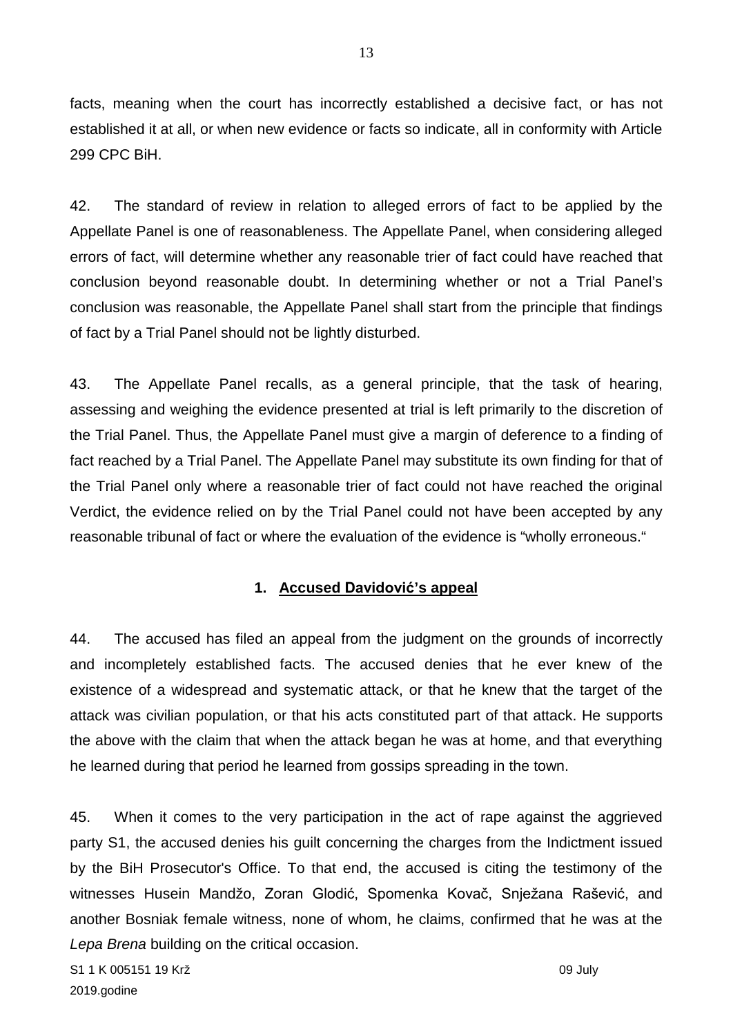facts, meaning when the court has incorrectly established a decisive fact, or has not established it at all, or when new evidence or facts so indicate, all in conformity with Article 299 CPC BiH.

42. The standard of review in relation to alleged errors of fact to be applied by the Appellate Panel is one of reasonableness. The Appellate Panel, when considering alleged errors of fact, will determine whether any reasonable trier of fact could have reached that conclusion beyond reasonable doubt. In determining whether or not a Trial Panel's conclusion was reasonable, the Appellate Panel shall start from the principle that findings of fact by a Trial Panel should not be lightly disturbed.

43. The Appellate Panel recalls, as a general principle, that the task of hearing, assessing and weighing the evidence presented at trial is left primarily to the discretion of the Trial Panel. Thus, the Appellate Panel must give a margin of deference to a finding of fact reached by a Trial Panel. The Appellate Panel may substitute its own finding for that of the Trial Panel only where a reasonable trier of fact could not have reached the original Verdict, the evidence relied on by the Trial Panel could not have been accepted by any reasonable tribunal of fact or where the evaluation of the evidence is "wholly erroneous."

## 1. <u>Accused Davidović's appeal</u>

44. The accused has filed an appeal from the judgment on the grounds of incorrectly and incompletely established facts. The accused denies that he ever knew of the existence of a widespread and systematic attack, or that he knew that the target of the attack was civilian population, or that his acts constituted part of that attack. He supports the above with the claim that when the attack began he was at home, and that everything he learned during that period he learned from gossips spreading in the town.

45. When it comes to the very participation in the act of rape against the aggrieved party S1, the accused denies his guilt concerning the charges from the Indictment issued by the BiH Prosecutor's Office. To that end, the accused is citing the testimony of the witnesses Husein Mandžo, Zoran Glodić, Spomenka Kovač, Snježana Rašević, and another Bosniak female witness, none of whom, he claims, confirmed that he was at the *Lepa Brena* building on the critical occasion.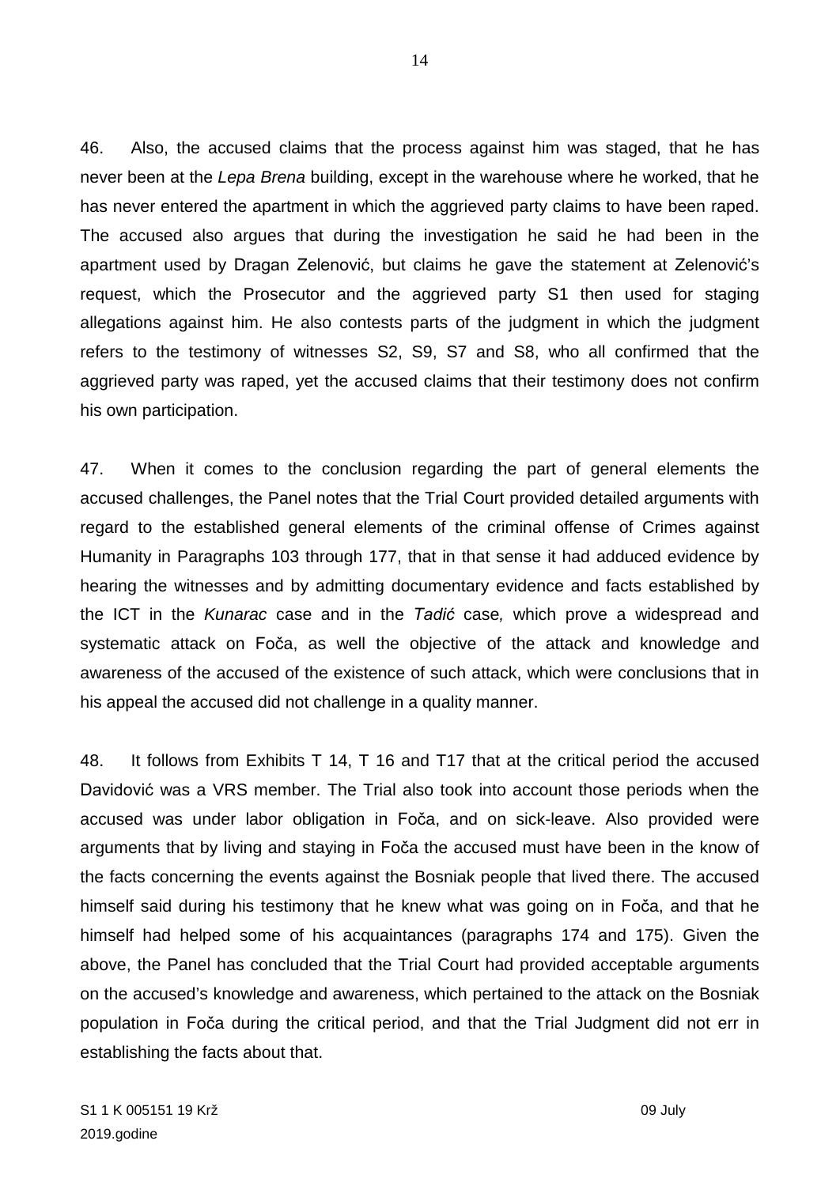46. Also, the accused claims that the process against him was staged, that he has never been at the *Lepa Brena* building, except in the warehouse where he worked, that he has never entered the apartment in which the aggrieved party claims to have been raped. The accused also argues that during the investigation he said he had been in the apartment used by Dragan Zelenović, but claims he gave the statement at Zelenović's request, which the Prosecutor and the aggrieved party S1 then used for staging allegations against him. He also contests parts of the judgment in which the judgment refers to the testimony of witnesses S2, S9, S7 and S8, who all confirmed that the aggrieved party was raped, yet the accused claims that their testimony does not confirm his own participation.

47. When it comes to the conclusion regarding the part of general elements the accused challenges, the Panel notes that the Trial Court provided detailed arguments with regard to the established general elements of the criminal offense of Crimes against Humanity in Paragraphs 103 through 177, that in that sense it had adduced evidence by hearing the witnesses and by admitting documentary evidence and facts established by the ICT in the *Kunarac* case and in the *Tadić* case*,* which prove a widespread and systematic attack on Foča, as well the objective of the attack and knowledge and awareness of the accused of the existence of such attack, which were conclusions that in his appeal the accused did not challenge in a quality manner.

48. It follows from Exhibits T 14, T 16 and T17 that at the critical period the accused Davidović was a VRS member. The Trial also took into account those periods when the accused was under labor obligation in Foča, and on sick-leave. Also provided were arguments that by living and staying in Foča the accused must have been in the know of the facts concerning the events against the Bosniak people that lived there. The accused himself said during his testimony that he knew what was going on in Foča, and that he himself had helped some of his acquaintances (paragraphs 174 and 175). Given the above, the Panel has concluded that the Trial Court had provided acceptable arguments on the accused's knowledge and awareness, which pertained to the attack on the Bosniak population in Foča during the critical period, and that the Trial Judgment did not err in establishing the facts about that.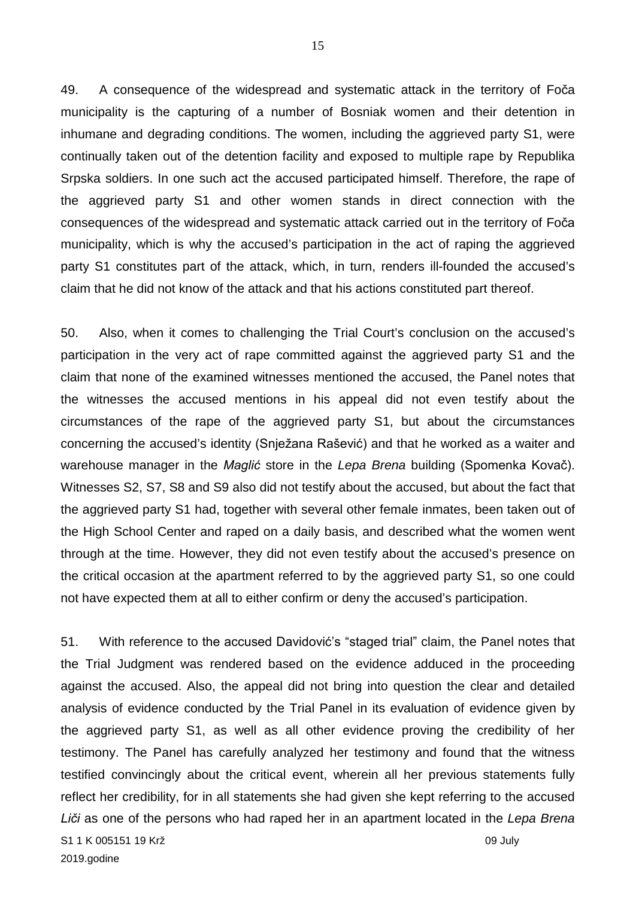49. A consequence of the widespread and systematic attack in the territory of Foča municipality is the capturing of a number of Bosniak women and their detention in inhumane and degrading conditions. The women, including the aggrieved party S1, were continually taken out of the detention facility and exposed to multiple rape by Republika Srpska soldiers. In one such act the accused participated himself. Therefore, the rape of the aggrieved party S1 and other women stands in direct connection with the consequences of the widespread and systematic attack carried out in the territory of Foča municipality, which is why the accused's participation in the act of raping the aggrieved party S1 constitutes part of the attack, which, in turn, renders ill-founded the accused's claim that he did not know of the attack and that his actions constituted part thereof.

50. Also, when it comes to challenging the Trial Court's conclusion on the accused's participation in the very act of rape committed against the aggrieved party S1 and the claim that none of the examined witnesses mentioned the accused, the Panel notes that the witnesses the accused mentions in his appeal did not even testify about the circumstances of the rape of the aggrieved party S1, but about the circumstances concerning the accused's identity (Snježana Rašević) and that he worked as a waiter and warehouse manager in the *Maglić* store in the *Lepa Brena* building (Spomenka Kovač). Witnesses S2, S7, S8 and S9 also did not testify about the accused, but about the fact that the aggrieved party S1 had, together with several other female inmates, been taken out of the High School Center and raped on a daily basis, and described what the women went through at the time. However, they did not even testify about the accused's presence on the critical occasion at the apartment referred to by the aggrieved party S1, so one could not have expected them at all to either confirm or deny the accused's participation.

51. With reference to the accused Davidović's "staged trial" claim, the Panel notes that the Trial Judgment was rendered based on the evidence adduced in the proceeding against the accused. Also, the appeal did not bring into question the clear and detailed analysis of evidence conducted by the Trial Panel in its evaluation of evidence given by the aggrieved party S1, as well as all other evidence proving the credibility of her testimony. The Panel has carefully analyzed her testimony and found that the witness testified convincingly about the critical event, wherein all her previous statements fully reflect her credibility, for in all statements she had given she kept referring to the accused *Liči* as one of the persons who had raped her in an apartment located in the *Lepa Brena*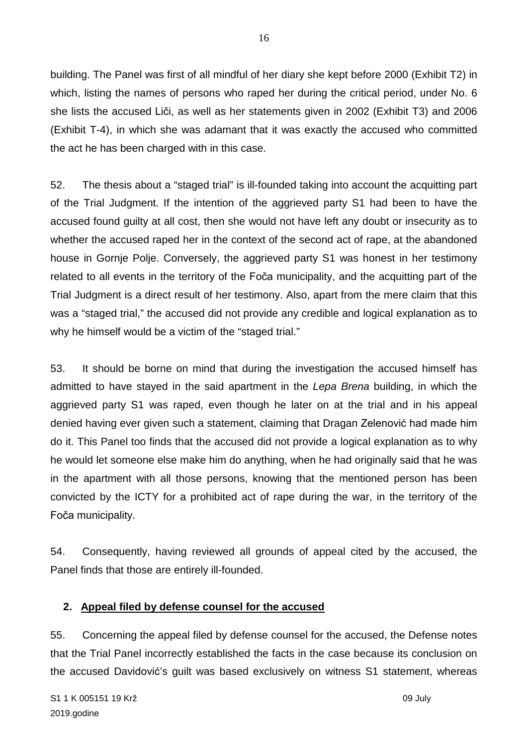building. The Panel was first of all mindful of her diary she kept before 2000 (Exhibit T2) in which, listing the names of persons who raped her during the critical period, under No. 6 she lists the accused Liči, as well as her statements given in 2002 (Exhibit T3) and 2006 (Exhibit T-4), in which she was adamant that it was exactly the accused who committed the act he has been charged with in this case.

52. The thesis about a "staged trial" is ill-founded taking into account the acquitting part of the Trial Judgment. If the intention of the aggrieved party S1 had been to have the accused found guilty at all cost, then she would not have left any doubt or insecurity as to whether the accused raped her in the context of the second act of rape, at the abandoned house in Gornje Polje. Conversely, the aggrieved party S1 was honest in her testimony related to all events in the territory of the Foča municipality, and the acquitting part of the Trial Judgment is a direct result of her testimony. Also, apart from the mere claim that this was a "staged trial," the accused did not provide any credible and logical explanation as to why he himself would be a victim of the "staged trial."

53. It should be borne on mind that during the investigation the accused himself has admitted to have stayed in the said apartment in the *Lepa Brena* building, in which the aggrieved party S1 was raped, even though he later on at the trial and in his appeal denied having ever given such a statement, claiming that Dragan Zelenović had made him do it. This Panel too finds that the accused did not provide a logical explanation as to why he would let someone else make him do anything, when he had originally said that he was in the apartment with all those persons, knowing that the mentioned person has been convicted by the ICTY for a prohibited act of rape during the war, in the territory of the Foča municipality.

54. Consequently, having reviewed all grounds of appeal cited by the accused, the Panel finds that those are entirely ill-founded.

## 2. Appeal filed by defense counsel for the accused

55. Concerning the appeal filed by defense counsel for the accused, the Defense notes that the Trial Panel incorrectly established the facts in the case because its conclusion on the accused Davidović's guilt was based exclusively on witness S1 statement, whereas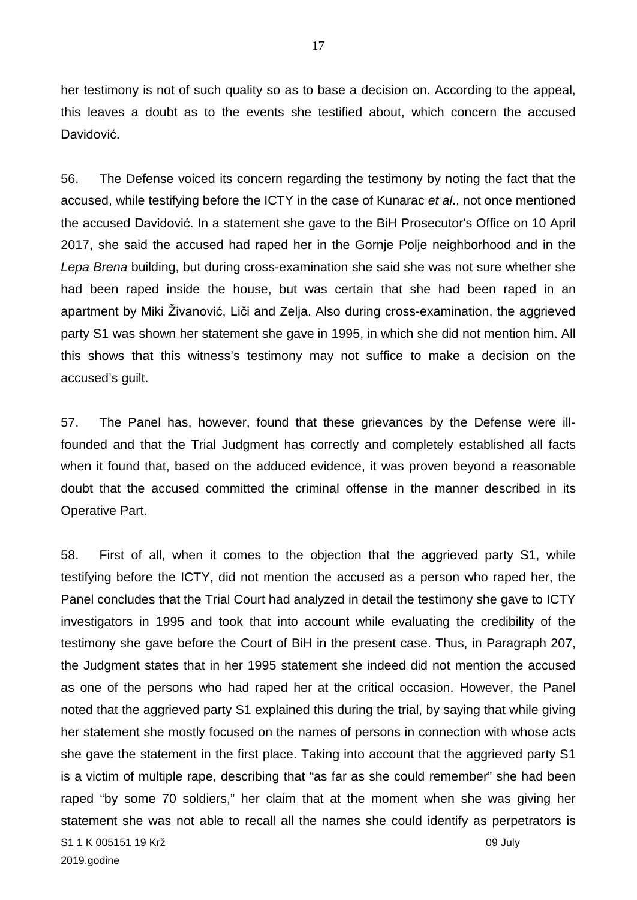her testimony is not of such quality so as to base a decision on. According to the appeal, this leaves a doubt as to the events she testified about, which concern the accused Davidović.

56. The Defense voiced its concern regarding the testimony by noting the fact that the accused, while testifying before the ICTY in the case of Kunarac *et al*., not once mentioned the accused Davidović. In a statement she gave to the BiH Prosecutor's Office on 10 April 2017, she said the accused had raped her in the Gornje Polje neighborhood and in the *Lepa Brena* building, but during cross-examination she said she was not sure whether she had been raped inside the house, but was certain that she had been raped in an apartment by Miki Živanović, Liči and Zelja. Also during cross-examination, the aggrieved party S1 was shown her statement she gave in 1995, in which she did not mention him. All this shows that this witness's testimony may not suffice to make a decision on the accused's guilt.

57. The Panel has, however, found that these grievances by the Defense were ill-founded and that the Trial Judgment has correctly and completely established all facts when it found that, based on the adduced evidence, it was proven beyond a reasonable doubt that the accused committed the criminal offense in the manner described in its Operative Part.

58. First of all, when it comes to the objection that the aggrieved party S1, while testifying before the ICTY, did not mention the accused as a person who raped her, the Panel concludes that the Trial Court had analyzed in detail the testimony she gave to ICTY investigators in 1995 and took that into account while evaluating the credibility of the testimony she gave before the Court of BiH in the present case. Thus, in Paragraph 207, the Judgment states that in her 1995 statement she indeed did not mention the accused as one of the persons who had raped her at the critical occasion. However, the Panel noted that the aggrieved party S1 explained this during the trial, by saying that while giving her statement she mostly focused on the names of persons in connection with whose acts she gave the statement in the first place. Taking into account that the aggrieved party S1 is a victim of multiple rape, describing that "as far as she could remember" she had been raped "by some 70 soldiers," her claim that at the moment when she was giving her statement she was not able to recall all the names she could identify as perpetrators is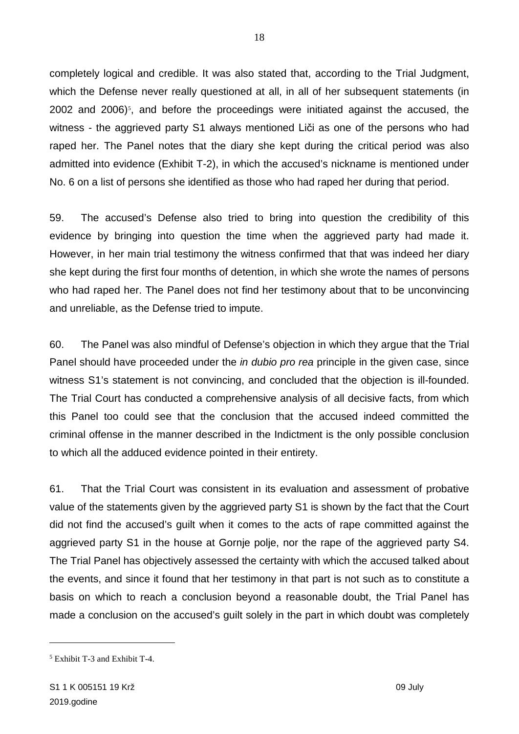completely logical and credible. It was also stated that, according to the Trial Judgment, which the Defense never really questioned at all, in all of her subsequent statements (in 2002 and 2006)[5], and before the proceedings were initiated against the accused, the witness - the aggrieved party S1 always mentioned Liči as one of the persons who had raped her. The Panel notes that the diary she kept during the critical period was also admitted into evidence (Exhibit T-2), in which the accused's nickname is mentioned under No. 6 on a list of persons she identified as those who had raped her during that period.

59. The accused's Defense also tried to bring into question the credibility of this evidence by bringing into question the time when the aggrieved party had made it. However, in her main trial testimony the witness confirmed that that was indeed her diary she kept during the first four months of detention, in which she wrote the names of persons who had raped her. The Panel does not find her testimony about that to be unconvincing and unreliable, as the Defense tried to impute.

60. The Panel was also mindful of Defense's objection in which they argue that the Trial Panel should have proceeded under the *in dubio pro rea* principle in the given case, since witness S1's statement is not convincing, and concluded that the objection is ill-founded. The Trial Court has conducted a comprehensive analysis of all decisive facts, from which this Panel too could see that the conclusion that the accused indeed committed the criminal offense in the manner described in the Indictment is the only possible conclusion to which all the adduced evidence pointed in their entirety.

61. That the Trial Court was consistent in its evaluation and assessment of probative value of the statements given by the aggrieved party S1 is shown by the fact that the Court did not find the accused's guilt when it comes to the acts of rape committed against the aggrieved party S1 in the house at Gornje polje, nor the rape of the aggrieved party S4. The Trial Panel has objectively assessed the certainty with which the accused talked about the events, and since it found that her testimony in that part is not such as to constitute a basis on which to reach a conclusion beyond a reasonable doubt, the Trial Panel has made a conclusion on the accused's guilt solely in the part in which doubt was completely

[5] Exhibit T-3 and Exhibit T-4.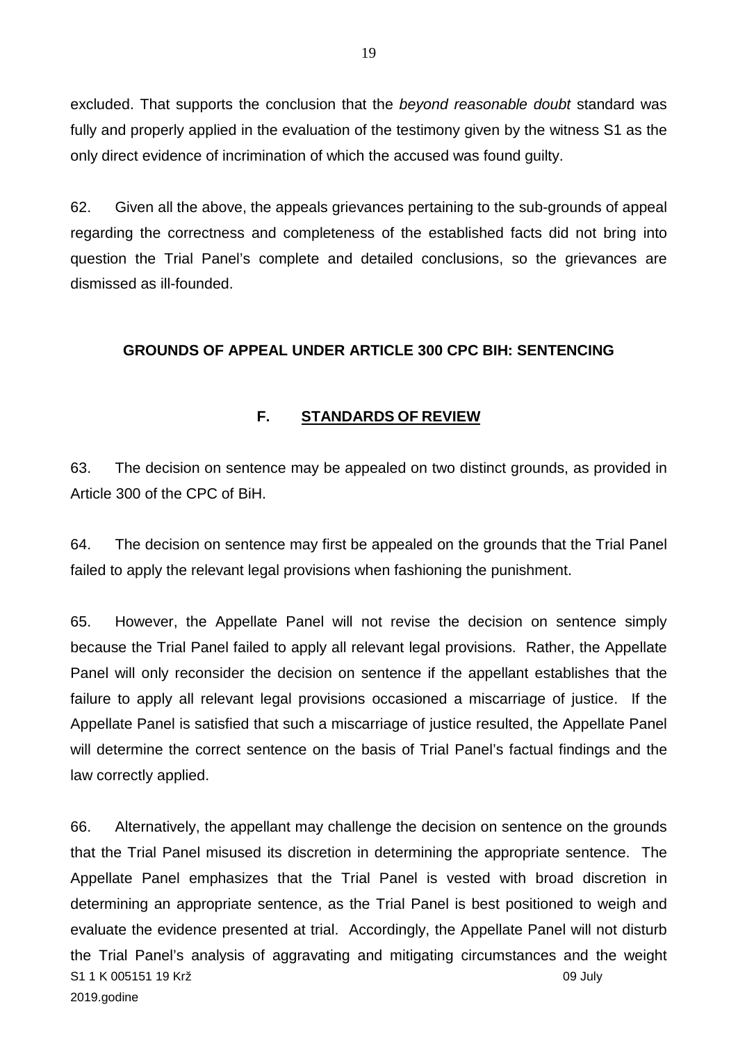excluded. That supports the conclusion that the *beyond reasonable doubt* standard was fully and properly applied in the evaluation of the testimony given by the witness S1 as the only direct evidence of incrimination of which the accused was found guilty.

62. Given all the above, the appeals grievances pertaining to the sub-grounds of appeal regarding the correctness and completeness of the established facts did not bring into question the Trial Panel's complete and detailed conclusions, so the grievances are dismissed as ill-founded.

## GROUNDS OF APPEAL UNDER ARTICLE 300 CPC BIH: SENTENCING

### F. STANDARDS OF REVIEW

63. The decision on sentence may be appealed on two distinct grounds, as provided in Article 300 of the CPC of BiH.

64. The decision on sentence may first be appealed on the grounds that the Trial Panel failed to apply the relevant legal provisions when fashioning the punishment.

65. However, the Appellate Panel will not revise the decision on sentence simply because the Trial Panel failed to apply all relevant legal provisions. Rather, the Appellate Panel will only reconsider the decision on sentence if the appellant establishes that the failure to apply all relevant legal provisions occasioned a miscarriage of justice. If the Appellate Panel is satisfied that such a miscarriage of justice resulted, the Appellate Panel will determine the correct sentence on the basis of Trial Panel's factual findings and the law correctly applied.

66. Alternatively, the appellant may challenge the decision on sentence on the grounds that the Trial Panel misused its discretion in determining the appropriate sentence. The Appellate Panel emphasizes that the Trial Panel is vested with broad discretion in determining an appropriate sentence, as the Trial Panel is best positioned to weigh and evaluate the evidence presented at trial. Accordingly, the Appellate Panel will not disturb the Trial Panel's analysis of aggravating and mitigating circumstances and the weight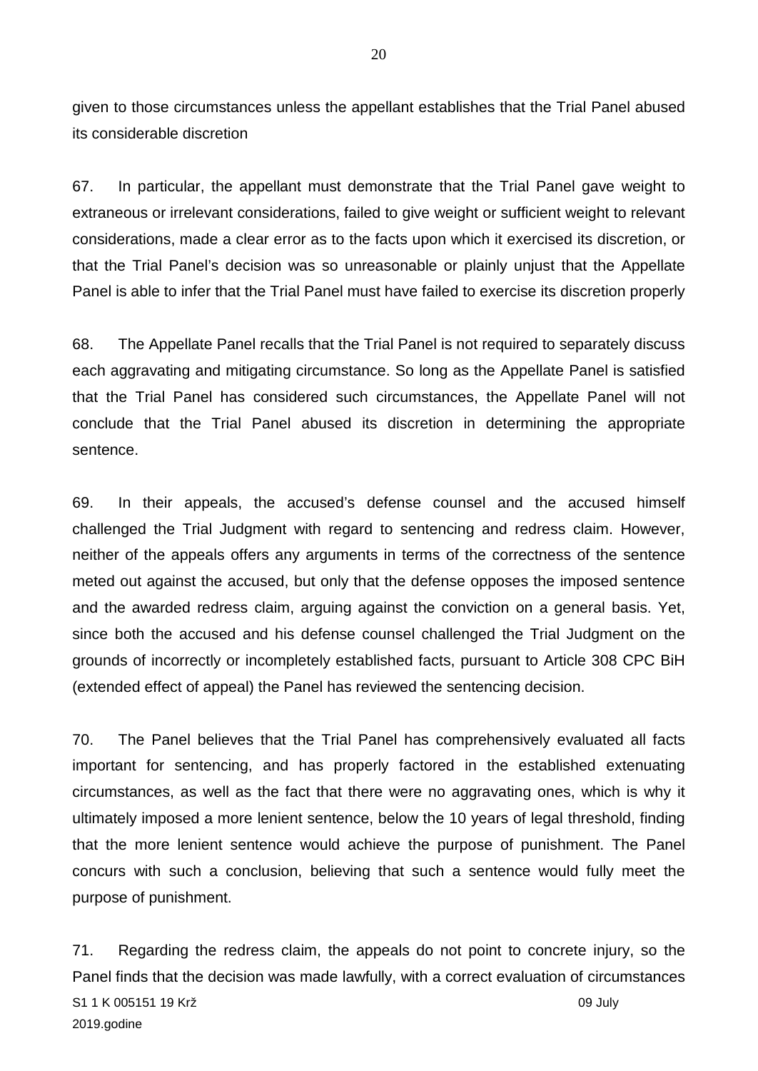given to those circumstances unless the appellant establishes that the Trial Panel abused its considerable discretion

67. In particular, the appellant must demonstrate that the Trial Panel gave weight to extraneous or irrelevant considerations, failed to give weight or sufficient weight to relevant considerations, made a clear error as to the facts upon which it exercised its discretion, or that the Trial Panel's decision was so unreasonable or plainly unjust that the Appellate Panel is able to infer that the Trial Panel must have failed to exercise its discretion properly

68. The Appellate Panel recalls that the Trial Panel is not required to separately discuss each aggravating and mitigating circumstance. So long as the Appellate Panel is satisfied that the Trial Panel has considered such circumstances, the Appellate Panel will not conclude that the Trial Panel abused its discretion in determining the appropriate sentence.

69. In their appeals, the accused's defense counsel and the accused himself challenged the Trial Judgment with regard to sentencing and redress claim. However, neither of the appeals offers any arguments in terms of the correctness of the sentence meted out against the accused, but only that the defense opposes the imposed sentence and the awarded redress claim, arguing against the conviction on a general basis. Yet, since both the accused and his defense counsel challenged the Trial Judgment on the grounds of incorrectly or incompletely established facts, pursuant to Article 308 CPC BiH (extended effect of appeal) the Panel has reviewed the sentencing decision.

70. The Panel believes that the Trial Panel has comprehensively evaluated all facts important for sentencing, and has properly factored in the established extenuating circumstances, as well as the fact that there were no aggravating ones, which is why it ultimately imposed a more lenient sentence, below the 10 years of legal threshold, finding that the more lenient sentence would achieve the purpose of punishment. The Panel concurs with such a conclusion, believing that such a sentence would fully meet the purpose of punishment.

71. Regarding the redress claim, the appeals do not point to concrete injury, so the Panel finds that the decision was made lawfully, with a correct evaluation of circumstances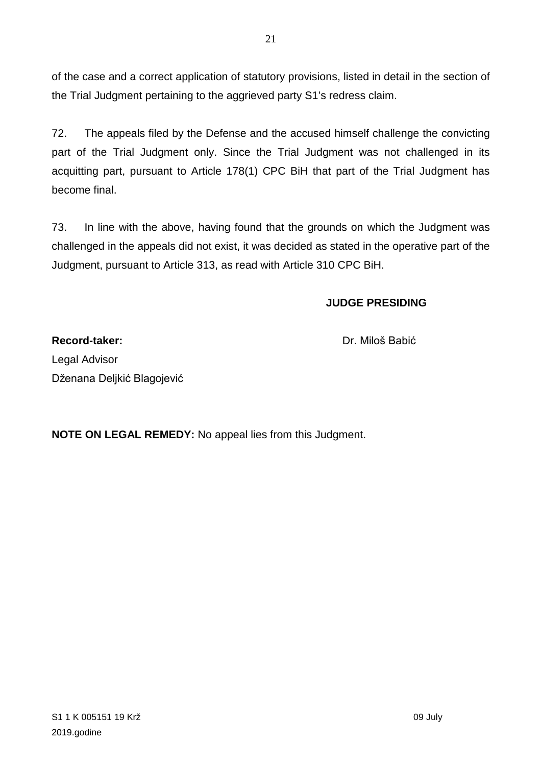of the case and a correct application of statutory provisions, listed in detail in the section of the Trial Judgment pertaining to the aggrieved party S1's redress claim.

72. The appeals filed by the Defense and the accused himself challenge the convicting part of the Trial Judgment only. Since the Trial Judgment was not challenged in its acquitting part, pursuant to Article 178(1) CPC BiH that part of the Trial Judgment has become final.

73. In line with the above, having found that the grounds on which the Judgment was challenged in the appeals did not exist, it was decided as stated in the operative part of the Judgment, pursuant to Article 313, as read with Article 310 CPC BiH.

**JUDGE PRESIDING**

Dr. Miloš Babić

**Record-taker:**
Legal Advisor
Dženana Deljkić Blagojević

**NOTE ON LEGAL REMEDY:** No appeal lies from this Judgment.